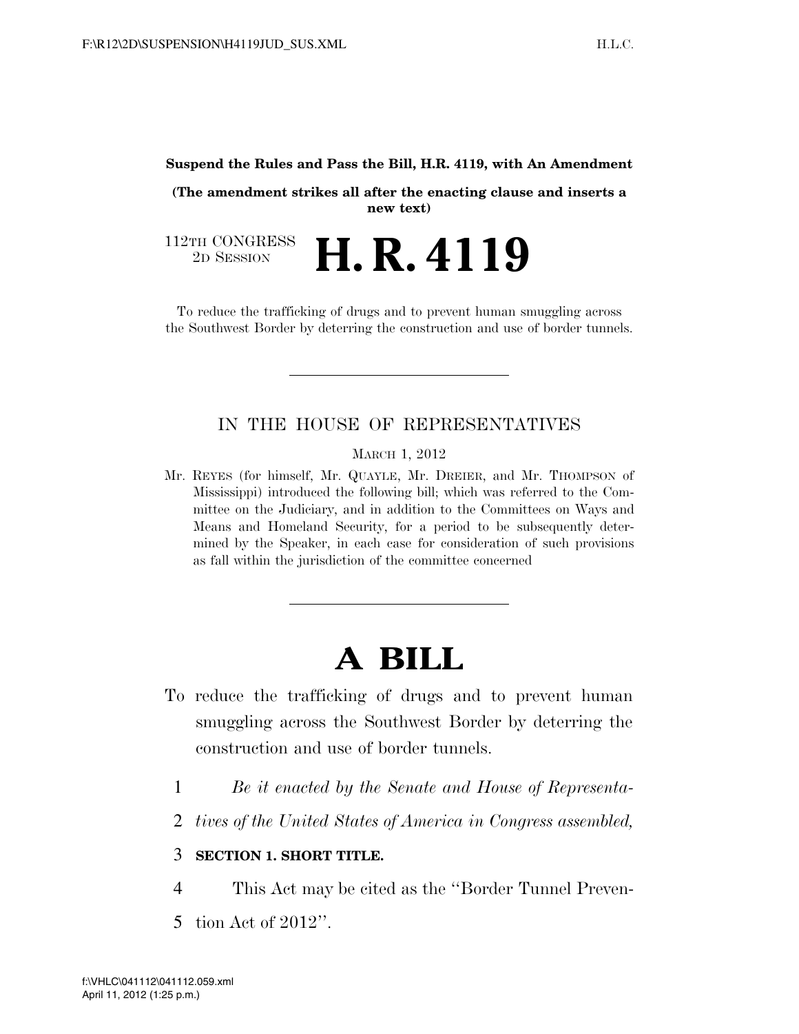**Suspend the Rules and Pass the Bill, H.R. 4119, with An Amendment**

**(The amendment strikes all after the enacting clause and inserts a new text)**

112TH CONGRESS
2D SESSION

# H. R. 4119

To reduce the trafficking of drugs and to prevent human smuggling across the Southwest Border by deterring the construction and use of border tunnels.

IN THE HOUSE OF REPRESENTATIVES

MARCH 1, 2012

Mr. REYES (for himself, Mr. QUAYLE, Mr. DREIER, and Mr. THOMPSON of Mississippi) introduced the following bill; which was referred to the Committee on the Judiciary, and in addition to the Committees on Ways and Means and Homeland Security, for a period to be subsequently determined by the Speaker, in each case for consideration of such provisions as fall within the jurisdiction of the committee concerned

# A BILL

To reduce the trafficking of drugs and to prevent human smuggling across the Southwest Border by deterring the construction and use of border tunnels.

1 *Be it enacted by the Senate and House of Representa-*
2 *tives of the United States of America in Congress assembled,*

3 **SECTION 1. SHORT TITLE.**

4 This Act may be cited as the "Border Tunnel Preven-
5 tion Act of 2012".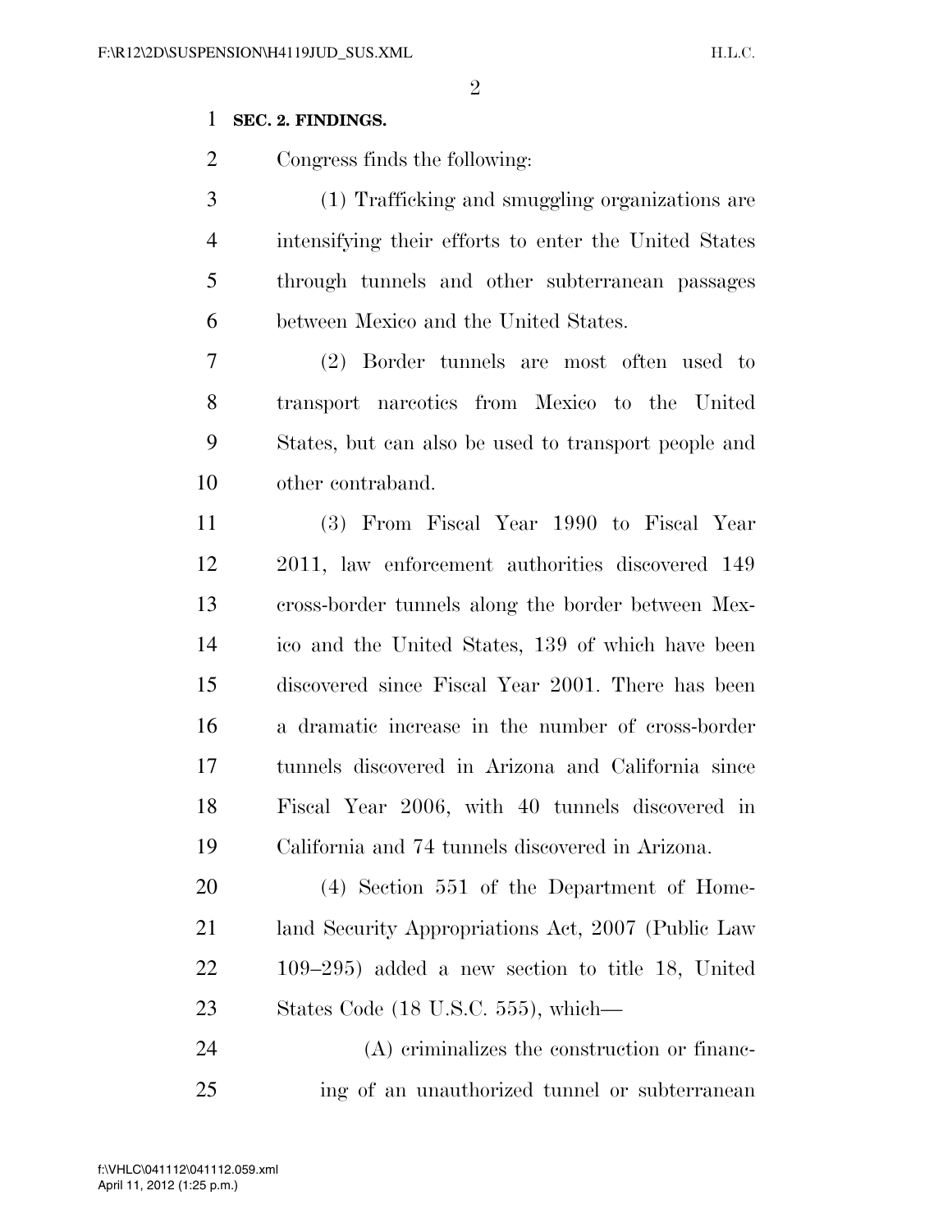**SEC. 2. FINDINGS.**

Congress finds the following:

(1) Trafficking and smuggling organizations are intensifying their efforts to enter the United States through tunnels and other subterranean passages between Mexico and the United States.

(2) Border tunnels are most often used to transport narcotics from Mexico to the United States, but can also be used to transport people and other contraband.

(3) From Fiscal Year 1990 to Fiscal Year 2011, law enforcement authorities discovered 149 cross-border tunnels along the border between Mexico and the United States, 139 of which have been discovered since Fiscal Year 2001. There has been a dramatic increase in the number of cross-border tunnels discovered in Arizona and California since Fiscal Year 2006, with 40 tunnels discovered in California and 74 tunnels discovered in Arizona.

(4) Section 551 of the Department of Homeland Security Appropriations Act, 2007 (Public Law 109–295) added a new section to title 18, United States Code (18 U.S.C. 555), which—

(A) criminalizes the construction or financing of an unauthorized tunnel or subterranean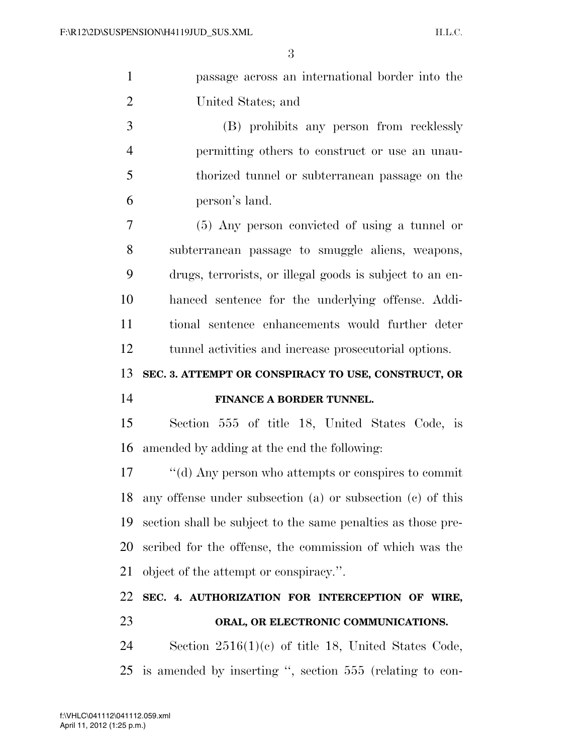passage across an international border into the United States; and

(B) prohibits any person from recklessly permitting others to construct or use an unauthorized tunnel or subterranean passage on the person's land.

(5) Any person convicted of using a tunnel or subterranean passage to smuggle aliens, weapons, drugs, terrorists, or illegal goods is subject to an enhanced sentence for the underlying offense. Additional sentence enhancements would further deter tunnel activities and increase prosecutorial options.

**SEC. 3. ATTEMPT OR CONSPIRACY TO USE, CONSTRUCT, OR FINANCE A BORDER TUNNEL.**

Section 555 of title 18, United States Code, is amended by adding at the end the following:

''(d) Any person who attempts or conspires to commit any offense under subsection (a) or subsection (c) of this section shall be subject to the same penalties as those prescribed for the offense, the commission of which was the object of the attempt or conspiracy.''.

**SEC. 4. AUTHORIZATION FOR INTERCEPTION OF WIRE, ORAL, OR ELECTRONIC COMMUNICATIONS.**

Section 2516(1)(c) of title 18, United States Code, is amended by inserting '', section 555 (relating to con-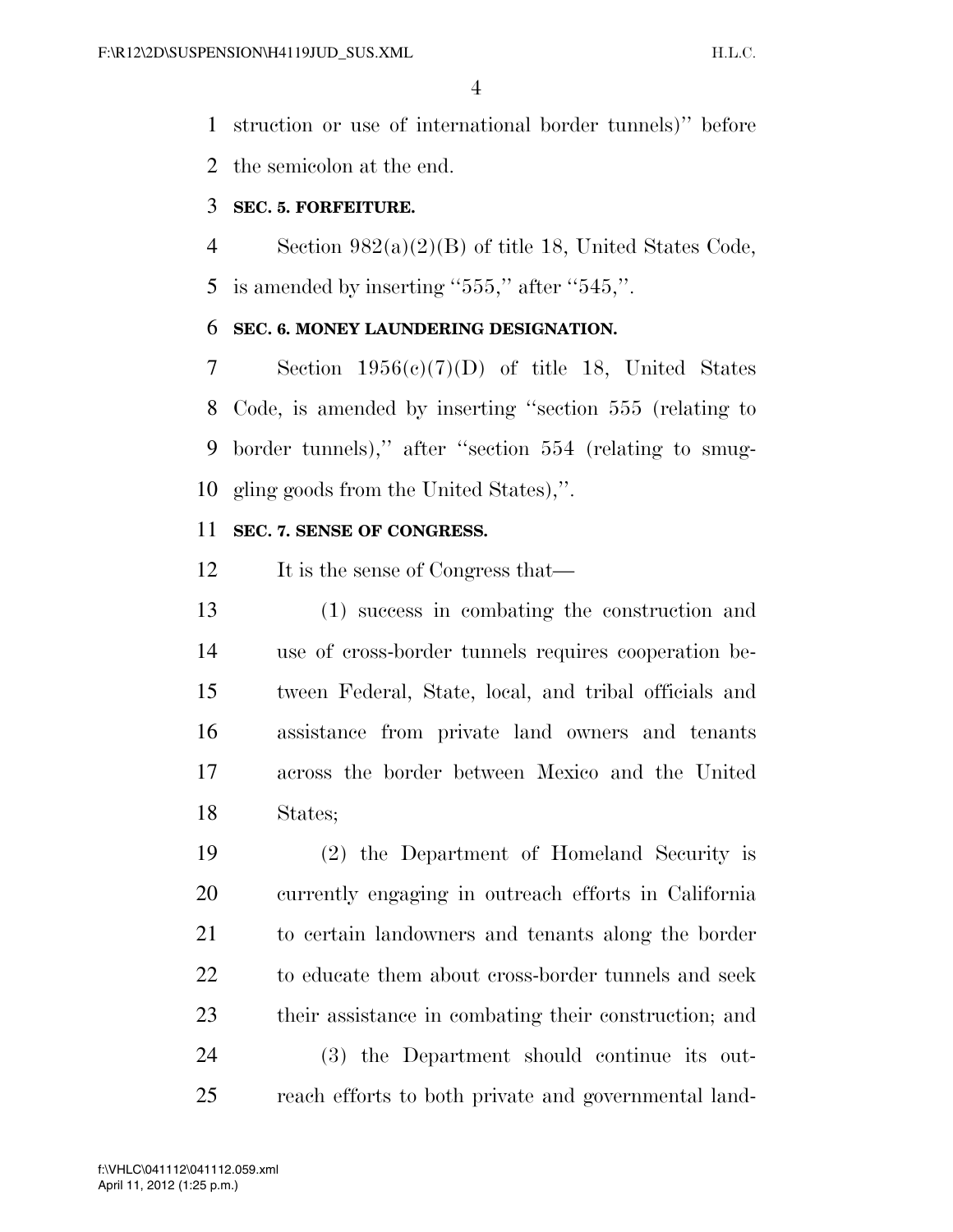struction or use of international border tunnels)'' before the semicolon at the end.

**SEC. 5. FORFEITURE.**

Section 982(a)(2)(B) of title 18, United States Code, is amended by inserting ''555,'' after ''545,''.

**SEC. 6. MONEY LAUNDERING DESIGNATION.**

Section 1956(c)(7)(D) of title 18, United States Code, is amended by inserting ''section 555 (relating to border tunnels),'' after ''section 554 (relating to smuggling goods from the United States),''.

**SEC. 7. SENSE OF CONGRESS.**

It is the sense of Congress that—

(1) success in combating the construction and use of cross-border tunnels requires cooperation between Federal, State, local, and tribal officials and assistance from private land owners and tenants across the border between Mexico and the United States;

(2) the Department of Homeland Security is currently engaging in outreach efforts in California to certain landowners and tenants along the border to educate them about cross-border tunnels and seek their assistance in combating their construction; and

(3) the Department should continue its outreach efforts to both private and governmental land-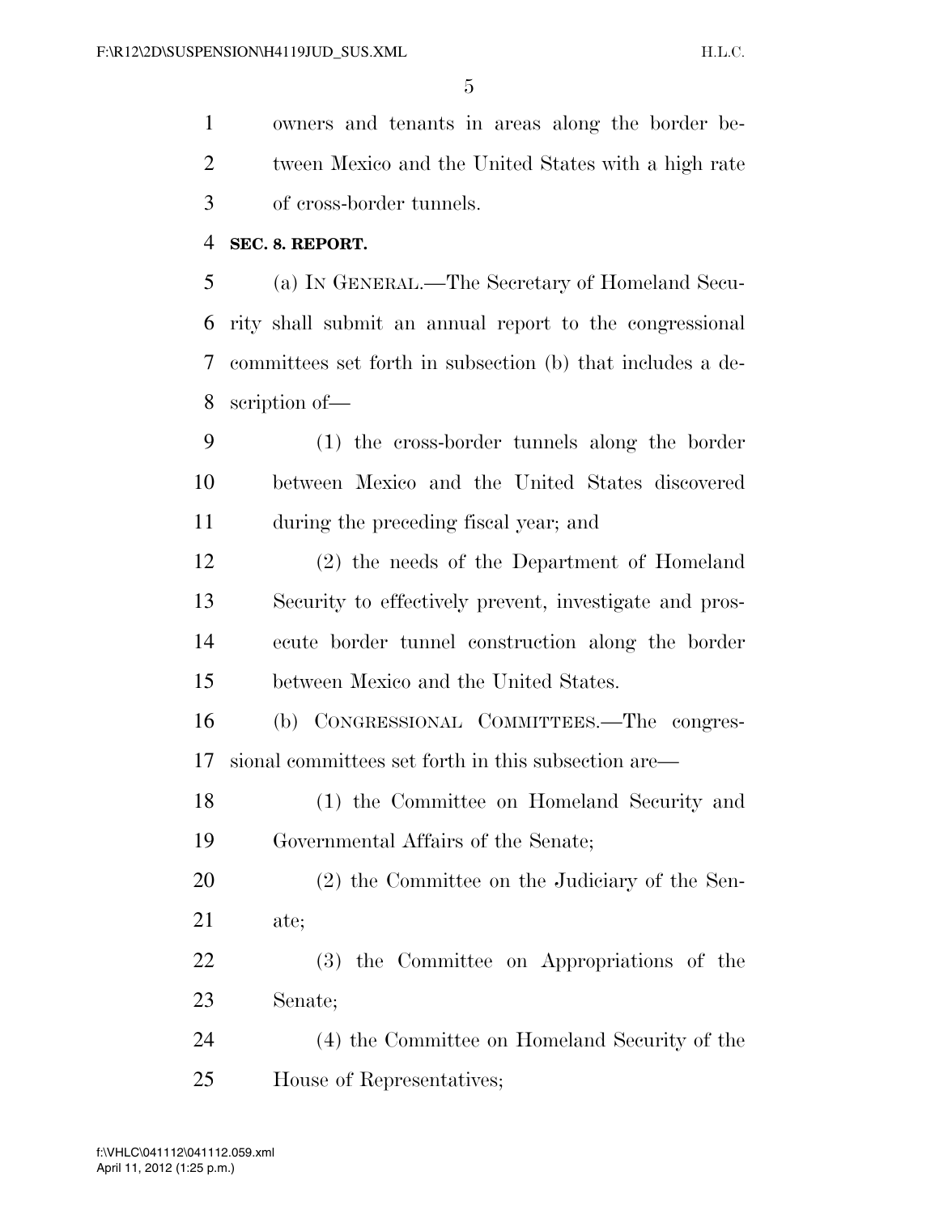owners and tenants in areas along the border between Mexico and the United States with a high rate of cross-border tunnels.

**SEC. 8. REPORT.**

(a) IN GENERAL.—The Secretary of Homeland Security shall submit an annual report to the congressional committees set forth in subsection (b) that includes a description of—

(1) the cross-border tunnels along the border between Mexico and the United States discovered during the preceding fiscal year; and

(2) the needs of the Department of Homeland Security to effectively prevent, investigate and prosecute border tunnel construction along the border between Mexico and the United States.

(b) CONGRESSIONAL COMMITTEES.—The congressional committees set forth in this subsection are—

(1) the Committee on Homeland Security and Governmental Affairs of the Senate;

(2) the Committee on the Judiciary of the Senate;

(3) the Committee on Appropriations of the Senate;

(4) the Committee on Homeland Security of the House of Representatives;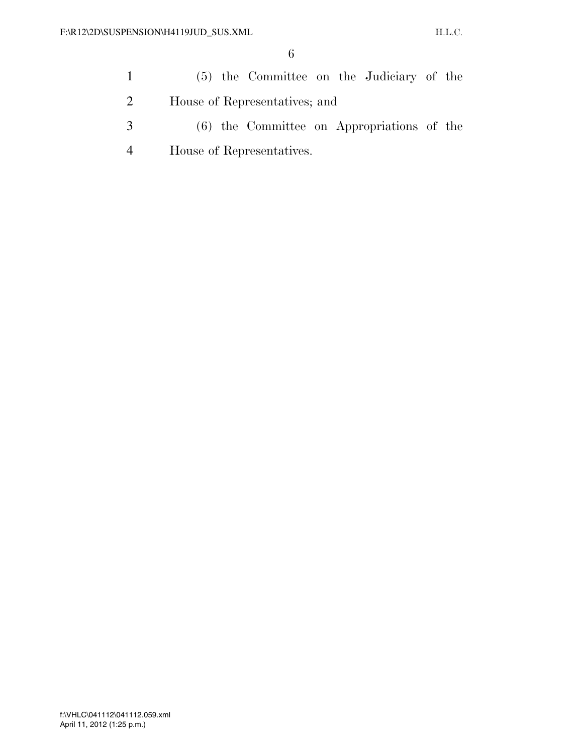(5) the Committee on the Judiciary of the House of Representatives; and

(6) the Committee on Appropriations of the House of Representatives.